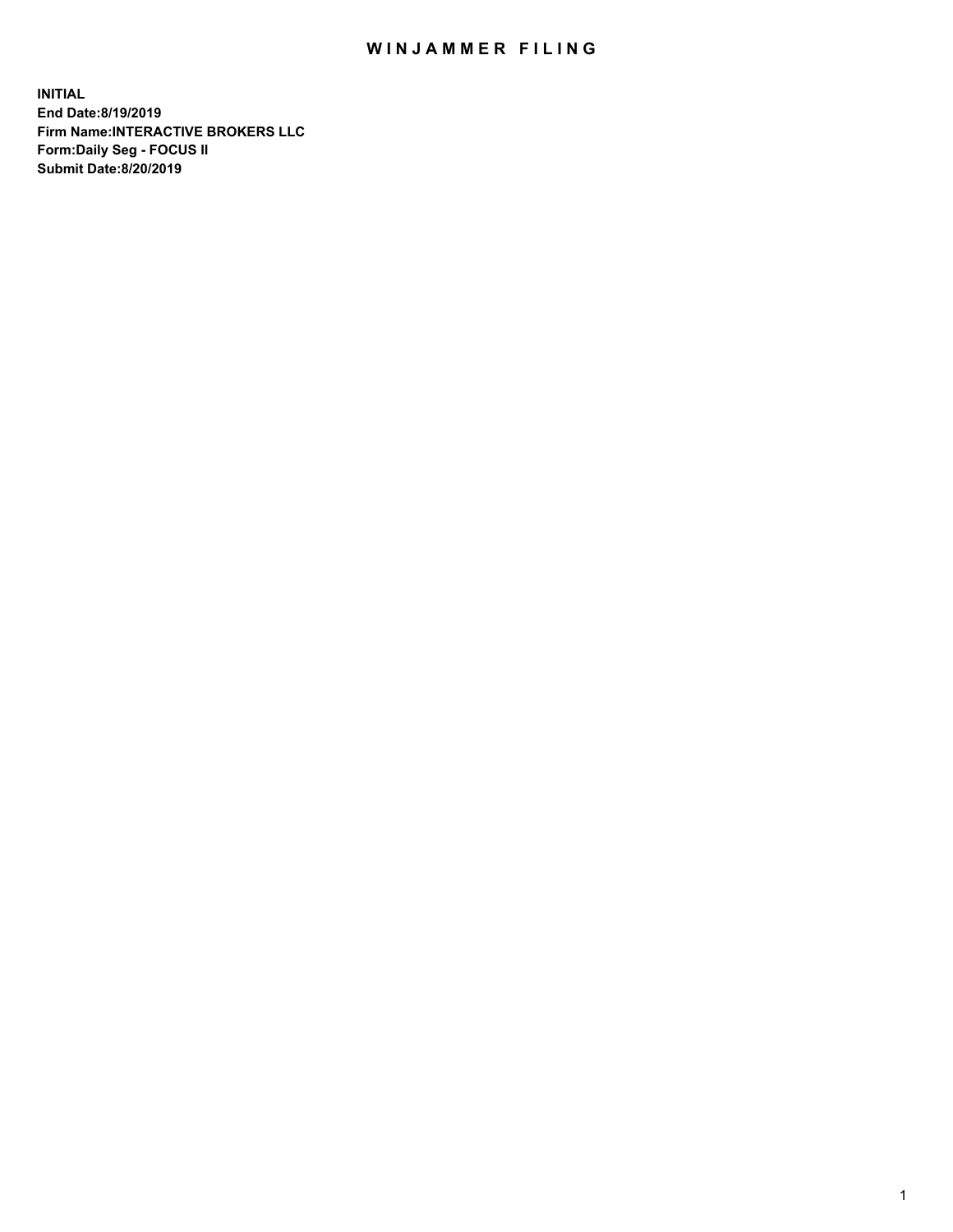# WINJAMMER FILING

**INITIAL**
**End Date:8/19/2019**
**Firm Name:INTERACTIVE BROKERS LLC**
**Form:Daily Seg - FOCUS II**
**Submit Date:8/20/2019**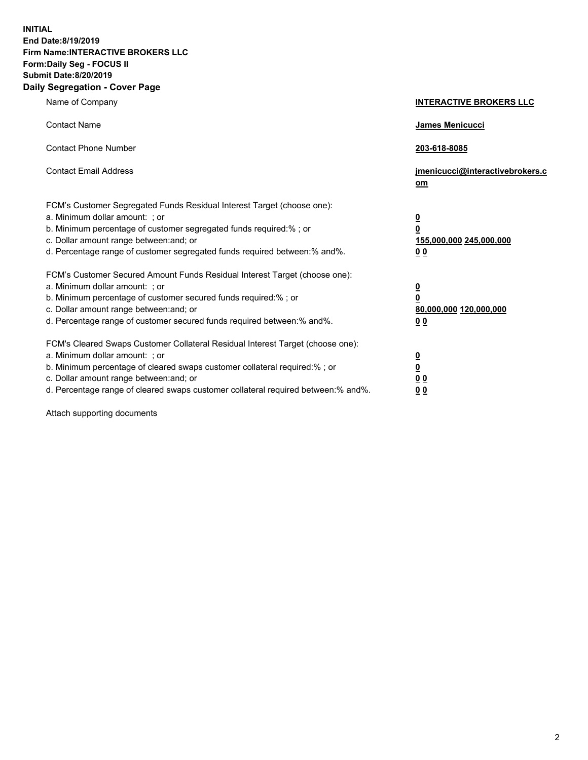**INITIAL**
**End Date:8/19/2019**
**Firm Name:INTERACTIVE BROKERS LLC**
**Form:Daily Seg - FOCUS II**
**Submit Date:8/20/2019**
**Daily Segregation - Cover Page**

| | |
|---|---|
| Name of Company | **INTERACTIVE BROKERS LLC** |
| Contact Name | **James Menicucci** |
| Contact Phone Number | **203-618-8085** |
| Contact Email Address | **jmenicucci@interactivebrokers.com** |
| FCM's Customer Segregated Funds Residual Interest Target (choose one): | |
| a. Minimum dollar amount: ; or | **0** |
| b. Minimum percentage of customer segregated funds required:% ; or | **0** |
| c. Dollar amount range between:and; or | **155,000,000 245,000,000** |
| d. Percentage range of customer segregated funds required between:% and%. | **0 0** |
| FCM's Customer Secured Amount Funds Residual Interest Target (choose one): | |
| a. Minimum dollar amount: ; or | **0** |
| b. Minimum percentage of customer secured funds required:% ; or | **0** |
| c. Dollar amount range between:and; or | **80,000,000 120,000,000** |
| d. Percentage range of customer secured funds required between:% and%. | **0 0** |
| FCM's Cleared Swaps Customer Collateral Residual Interest Target (choose one): | |
| a. Minimum dollar amount: ; or | **0** |
| b. Minimum percentage of cleared swaps customer collateral required:% ; or | **0** |
| c. Dollar amount range between:and; or | **0 0** |
| d. Percentage range of cleared swaps customer collateral required between:% and%. | **0 0** |

Attach supporting documents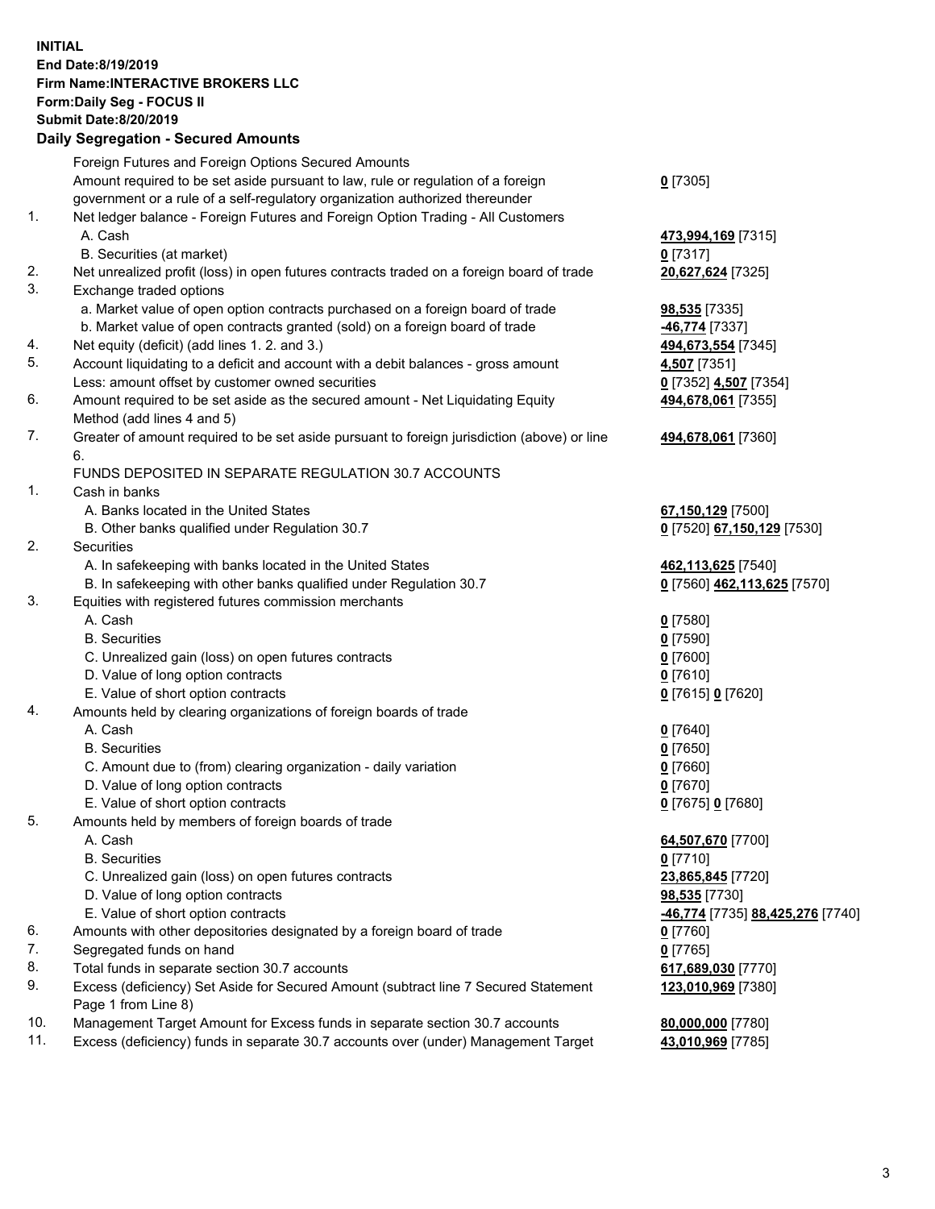**INITIAL**
**End Date:8/19/2019**
**Firm Name:INTERACTIVE BROKERS LLC**
**Form:Daily Seg - FOCUS II**
**Submit Date:8/20/2019**
**Daily Segregation - Secured Amounts**

| | | |
|---|---|---|
| | Foreign Futures and Foreign Options Secured Amounts | |
| | Amount required to be set aside pursuant to law, rule or regulation of a foreign government or a rule of a self-regulatory organization authorized thereunder | **0** [7305] |
| 1. | Net ledger balance - Foreign Futures and Foreign Option Trading - All Customers | |
| | A. Cash | **473,994,169** [7315] |
| | B. Securities (at market) | **0** [7317] |
| 2. | Net unrealized profit (loss) in open futures contracts traded on a foreign board of trade | **20,627,624** [7325] |
| 3. | Exchange traded options | |
| | a. Market value of open option contracts purchased on a foreign board of trade | **98,535** [7335] |
| | b. Market value of open contracts granted (sold) on a foreign board of trade | **-46,774** [7337] |
| 4. | Net equity (deficit) (add lines 1. 2. and 3.) | **494,673,554** [7345] |
| 5. | Account liquidating to a deficit and account with a debit balances - gross amount | **4,507** [7351] |
| | Less: amount offset by customer owned securities | **0** [7352] **4,507** [7354] |
| 6. | Amount required to be set aside as the secured amount - Net Liquidating Equity Method (add lines 4 and 5) | **494,678,061** [7355] |
| 7. | Greater of amount required to be set aside pursuant to foreign jurisdiction (above) or line 6. | **494,678,061** [7360] |
| | FUNDS DEPOSITED IN SEPARATE REGULATION 30.7 ACCOUNTS | |
| 1. | Cash in banks | |
| | A. Banks located in the United States | **67,150,129** [7500] |
| | B. Other banks qualified under Regulation 30.7 | **0** [7520] **67,150,129** [7530] |
| 2. | Securities | |
| | A. In safekeeping with banks located in the United States | **462,113,625** [7540] |
| | B. In safekeeping with other banks qualified under Regulation 30.7 | **0** [7560] **462,113,625** [7570] |
| 3. | Equities with registered futures commission merchants | |
| | A. Cash | **0** [7580] |
| | B. Securities | **0** [7590] |
| | C. Unrealized gain (loss) on open futures contracts | **0** [7600] |
| | D. Value of long option contracts | **0** [7610] |
| | E. Value of short option contracts | **0** [7615] **0** [7620] |
| 4. | Amounts held by clearing organizations of foreign boards of trade | |
| | A. Cash | **0** [7640] |
| | B. Securities | **0** [7650] |
| | C. Amount due to (from) clearing organization - daily variation | **0** [7660] |
| | D. Value of long option contracts | **0** [7670] |
| | E. Value of short option contracts | **0** [7675] **0** [7680] |
| 5. | Amounts held by members of foreign boards of trade | |
| | A. Cash | **64,507,670** [7700] |
| | B. Securities | **0** [7710] |
| | C. Unrealized gain (loss) on open futures contracts | **23,865,845** [7720] |
| | D. Value of long option contracts | **98,535** [7730] |
| | E. Value of short option contracts | **-46,774** [7735] **88,425,276** [7740] |
| 6. | Amounts with other depositories designated by a foreign board of trade | **0** [7760] |
| 7. | Segregated funds on hand | **0** [7765] |
| 8. | Total funds in separate section 30.7 accounts | **617,689,030** [7770] |
| 9. | Excess (deficiency) Set Aside for Secured Amount (subtract line 7 Secured Statement Page 1 from Line 8) | **123,010,969** [7380] |
| 10. | Management Target Amount for Excess funds in separate section 30.7 accounts | **80,000,000** [7780] |
| 11. | Excess (deficiency) funds in separate 30.7 accounts over (under) Management Target | **43,010,969** [7785] |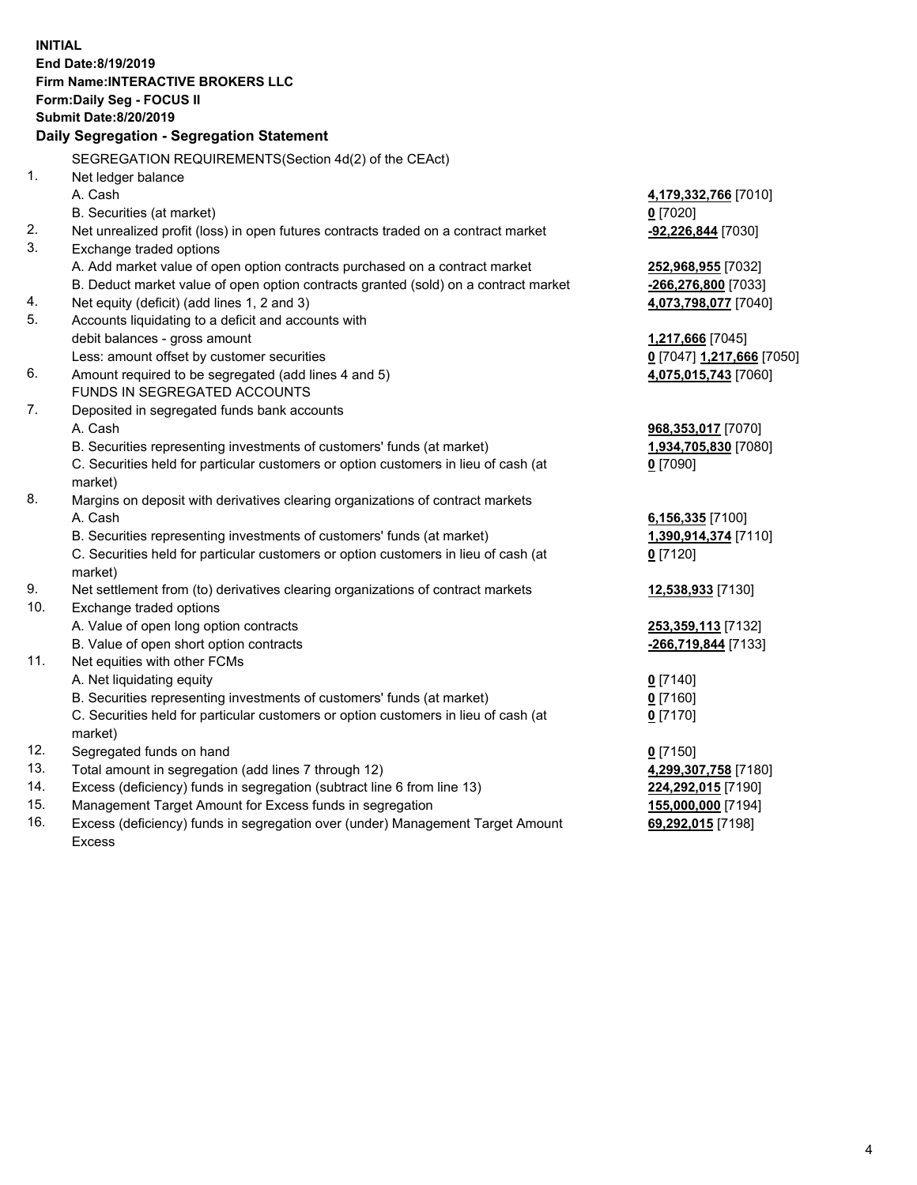**INITIAL**
**End Date:8/19/2019**
**Firm Name:INTERACTIVE BROKERS LLC**
**Form:Daily Seg - FOCUS II**
**Submit Date:8/20/2019**

## Daily Segregation - Segregation Statement

SEGREGATION REQUIREMENTS(Section 4d(2) of the CEAct)

| | | |
|---|---|---|
| 1. | Net ledger balance | |
| | A. Cash | **4,179,332,766** [7010] |
| | B. Securities (at market) | **0** [7020] |
| 2. | Net unrealized profit (loss) in open futures contracts traded on a contract market | **-92,226,844** [7030] |
| 3. | Exchange traded options | |
| | A. Add market value of open option contracts purchased on a contract market | **252,968,955** [7032] |
| | B. Deduct market value of open option contracts granted (sold) on a contract market | **-266,276,800** [7033] |
| 4. | Net equity (deficit) (add lines 1, 2 and 3) | **4,073,798,077** [7040] |
| 5. | Accounts liquidating to a deficit and accounts with debit balances - gross amount | **1,217,666** [7045] |
| | Less: amount offset by customer securities | **0** [7047] **1,217,666** [7050] |
| 6. | Amount required to be segregated (add lines 4 and 5) | **4,075,015,743** [7060] |
| | FUNDS IN SEGREGATED ACCOUNTS | |
| 7. | Deposited in segregated funds bank accounts | |
| | A. Cash | **968,353,017** [7070] |
| | B. Securities representing investments of customers' funds (at market) | **1,934,705,830** [7080] |
| | C. Securities held for particular customers or option customers in lieu of cash (at market) | **0** [7090] |
| 8. | Margins on deposit with derivatives clearing organizations of contract markets | |
| | A. Cash | **6,156,335** [7100] |
| | B. Securities representing investments of customers' funds (at market) | **1,390,914,374** [7110] |
| | C. Securities held for particular customers or option customers in lieu of cash (at market) | **0** [7120] |
| 9. | Net settlement from (to) derivatives clearing organizations of contract markets | **12,538,933** [7130] |
| 10. | Exchange traded options | |
| | A. Value of open long option contracts | **253,359,113** [7132] |
| | B. Value of open short option contracts | **-266,719,844** [7133] |
| 11. | Net equities with other FCMs | |
| | A. Net liquidating equity | **0** [7140] |
| | B. Securities representing investments of customers' funds (at market) | **0** [7160] |
| | C. Securities held for particular customers or option customers in lieu of cash (at market) | **0** [7170] |
| 12. | Segregated funds on hand | **0** [7150] |
| 13. | Total amount in segregation (add lines 7 through 12) | **4,299,307,758** [7180] |
| 14. | Excess (deficiency) funds in segregation (subtract line 6 from line 13) | **224,292,015** [7190] |
| 15. | Management Target Amount for Excess funds in segregation | **155,000,000** [7194] |
| 16. | Excess (deficiency) funds in segregation over (under) Management Target Amount Excess | **69,292,015** [7198] |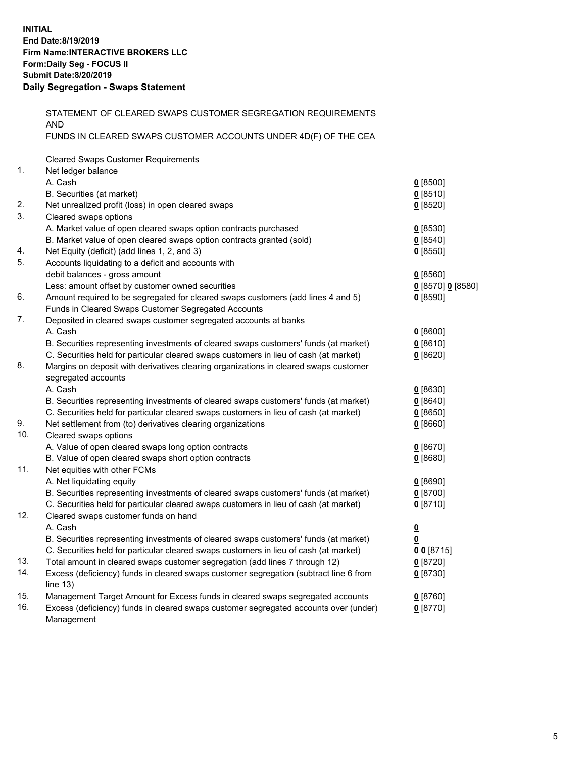**INITIAL**
**End Date:8/19/2019**
**Firm Name:INTERACTIVE BROKERS LLC**
**Form:Daily Seg - FOCUS II**
**Submit Date:8/20/2019**
**Daily Segregation - Swaps Statement**

STATEMENT OF CLEARED SWAPS CUSTOMER SEGREGATION REQUIREMENTS AND FUNDS IN CLEARED SWAPS CUSTOMER ACCOUNTS UNDER 4D(F) OF THE CEA

| | | |
|---|---|---|
| | Cleared Swaps Customer Requirements | |
| 1. | Net ledger balance | |
| | A. Cash | 0 [8500] |
| | B. Securities (at market) | 0 [8510] |
| 2. | Net unrealized profit (loss) in open cleared swaps | 0 [8520] |
| 3. | Cleared swaps options | |
| | A. Market value of open cleared swaps option contracts purchased | 0 [8530] |
| | B. Market value of open cleared swaps option contracts granted (sold) | 0 [8540] |
| 4. | Net Equity (deficit) (add lines 1, 2, and 3) | 0 [8550] |
| 5. | Accounts liquidating to a deficit and accounts with debit balances - gross amount | 0 [8560] |
| | Less: amount offset by customer owned securities | 0 [8570] 0 [8580] |
| 6. | Amount required to be segregated for cleared swaps customers (add lines 4 and 5) | 0 [8590] |
| | Funds in Cleared Swaps Customer Segregated Accounts | |
| 7. | Deposited in cleared swaps customer segregated accounts at banks | |
| | A. Cash | 0 [8600] |
| | B. Securities representing investments of cleared swaps customers' funds (at market) | 0 [8610] |
| | C. Securities held for particular cleared swaps customers in lieu of cash (at market) | 0 [8620] |
| 8. | Margins on deposit with derivatives clearing organizations in cleared swaps customer segregated accounts | |
| | A. Cash | 0 [8630] |
| | B. Securities representing investments of cleared swaps customers' funds (at market) | 0 [8640] |
| | C. Securities held for particular cleared swaps customers in lieu of cash (at market) | 0 [8650] |
| 9. | Net settlement from (to) derivatives clearing organizations | 0 [8660] |
| 10. | Cleared swaps options | |
| | A. Value of open cleared swaps long option contracts | 0 [8670] |
| | B. Value of open cleared swaps short option contracts | 0 [8680] |
| 11. | Net equities with other FCMs | |
| | A. Net liquidating equity | 0 [8690] |
| | B. Securities representing investments of cleared swaps customers' funds (at market) | 0 [8700] |
| | C. Securities held for particular cleared swaps customers in lieu of cash (at market) | 0 [8710] |
| 12. | Cleared swaps customer funds on hand | |
| | A. Cash | 0 |
| | B. Securities representing investments of cleared swaps customers' funds (at market) | 0 |
| | C. Securities held for particular cleared swaps customers in lieu of cash (at market) | 0 0 [8715] |
| 13. | Total amount in cleared swaps customer segregation (add lines 7 through 12) | 0 [8720] |
| 14. | Excess (deficiency) funds in cleared swaps customer segregation (subtract line 6 from line 13) | 0 [8730] |
| 15. | Management Target Amount for Excess funds in cleared swaps segregated accounts | 0 [8760] |
| 16. | Excess (deficiency) funds in cleared swaps customer segregated accounts over (under) Management | 0 [8770] |